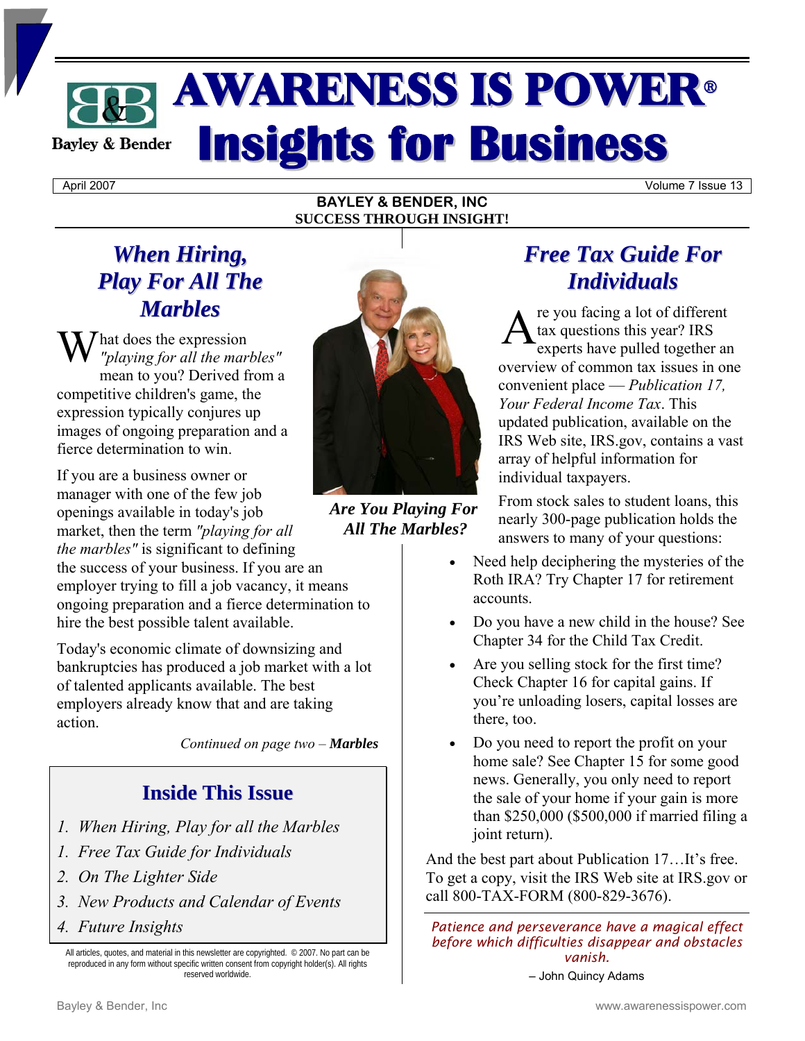# AWARENESS IS POWER®

# Insights for Business

Bayley & Bender

April 2007 | Volume 7 Issue 13

**BAYLEY & BENDER, INC**
**SUCCESS THROUGH INSIGHT!**

## *When Hiring, Play For All The Marbles*

What does the expression *"playing for all the marbles"* mean to you? Derived from a competitive children's game, the expression typically conjures up images of ongoing preparation and a fierce determination to win.

If you are a business owner or manager with one of the few job openings available in today's job market, then the term *"playing for all the marbles"* is significant to defining the success of your business. If you are an employer trying to fill a job vacancy, it means ongoing preparation and a fierce determination to hire the best possible talent available.

Today's economic climate of downsizing and bankruptcies has produced a job market with a lot of talented applicants available. The best employers already know that and are taking action.

*Continued on page two –* ***Marbles***

***Are You Playing For All The Marbles?***

## Inside This Issue

1. *When Hiring, Play for all the Marbles*
1. *Free Tax Guide for Individuals*
2. *On The Lighter Side*
3. *New Products and Calendar of Events*
4. *Future Insights*

All articles, quotes, and material in this newsletter are copyrighted. © 2007. No part can be reproduced in any form without specific written consent from copyright holder(s). All rights reserved worldwide.

## *Free Tax Guide For Individuals*

Are you facing a lot of different tax questions this year? IRS experts have pulled together an overview of common tax issues in one convenient place — *Publication 17, Your Federal Income Tax*. This updated publication, available on the IRS Web site, IRS.gov, contains a vast array of helpful information for individual taxpayers.

From stock sales to student loans, this nearly 300-page publication holds the answers to many of your questions:

- Need help deciphering the mysteries of the Roth IRA? Try Chapter 17 for retirement accounts.
- Do you have a new child in the house? See Chapter 34 for the Child Tax Credit.
- Are you selling stock for the first time? Check Chapter 16 for capital gains. If you're unloading losers, capital losses are there, too.
- Do you need to report the profit on your home sale? See Chapter 15 for some good news. Generally, you only need to report the sale of your home if your gain is more than $250,000 ($500,000 if married filing a joint return).

And the best part about Publication 17…It's free. To get a copy, visit the IRS Web site at IRS.gov or call 800-TAX-FORM (800-829-3676).

*Patience and perseverance have a magical effect before which difficulties disappear and obstacles vanish.*

– John Quincy Adams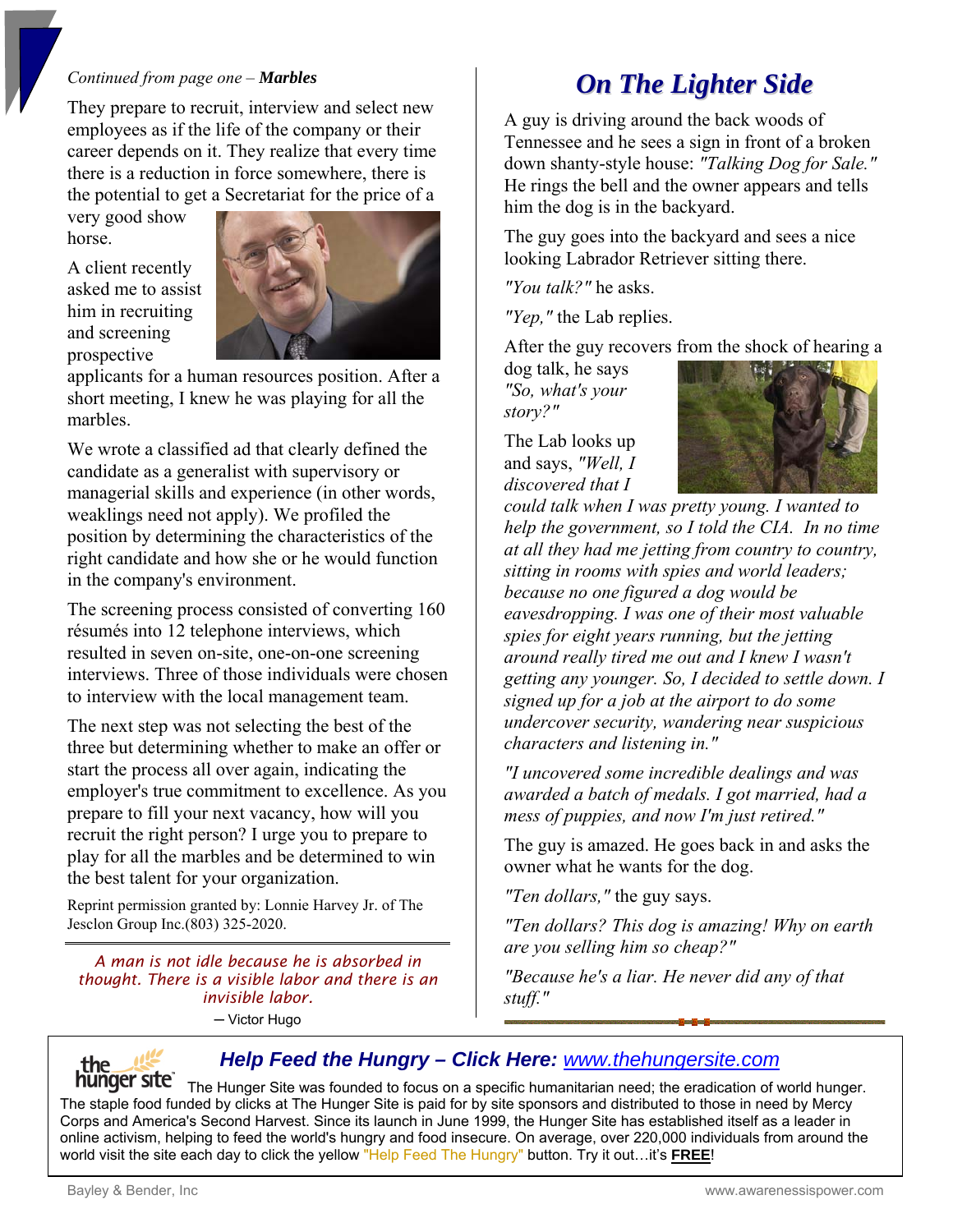*Continued from page one –* ***Marbles***

They prepare to recruit, interview and select new employees as if the life of the company or their career depends on it. They realize that every time there is a reduction in force somewhere, there is the potential to get a Secretariat for the price of a very good show horse.

A client recently asked me to assist him in recruiting and screening prospective applicants for a human resources position. After a short meeting, I knew he was playing for all the marbles.

We wrote a classified ad that clearly defined the candidate as a generalist with supervisory or managerial skills and experience (in other words, weaklings need not apply). We profiled the position by determining the characteristics of the right candidate and how she or he would function in the company's environment.

The screening process consisted of converting 160 résumés into 12 telephone interviews, which resulted in seven on-site, one-on-one screening interviews. Three of those individuals were chosen to interview with the local management team.

The next step was not selecting the best of the three but determining whether to make an offer or start the process all over again, indicating the employer's true commitment to excellence. As you prepare to fill your next vacancy, how will you recruit the right person? I urge you to prepare to play for all the marbles and be determined to win the best talent for your organization.

Reprint permission granted by: Lonnie Harvey Jr. of The Jesclon Group Inc.(803) 325-2020.

---

*A man is not idle because he is absorbed in thought. There is a visible labor and there is an invisible labor.*

— Victor Hugo

# On The Lighter Side

A guy is driving around the back woods of Tennessee and he sees a sign in front of a broken down shanty-style house: *"Talking Dog for Sale."* He rings the bell and the owner appears and tells him the dog is in the backyard.

The guy goes into the backyard and sees a nice looking Labrador Retriever sitting there.

*"You talk?"* he asks.

*"Yep,"* the Lab replies.

After the guy recovers from the shock of hearing a dog talk, he says *"So, what's your story?"*

The Lab looks up and says, *"Well, I discovered that I could talk when I was pretty young. I wanted to help the government, so I told the CIA. In no time at all they had me jetting from country to country, sitting in rooms with spies and world leaders; because no one figured a dog would be eavesdropping. I was one of their most valuable spies for eight years running, but the jetting around really tired me out and I knew I wasn't getting any younger. So, I decided to settle down. I signed up for a job at the airport to do some undercover security, wandering near suspicious characters and listening in."*

*"I uncovered some incredible dealings and was awarded a batch of medals. I got married, had a mess of puppies, and now I'm just retired."*

The guy is amazed. He goes back in and asks the owner what he wants for the dog.

*"Ten dollars,"* the guy says.

*"Ten dollars? This dog is amazing! Why on earth are you selling him so cheap?"*

*"Because he's a liar. He never did any of that stuff."*

---

## Help Feed the Hungry – Click Here: www.thehungersite.com

The Hunger Site was founded to focus on a specific humanitarian need; the eradication of world hunger. The staple food funded by clicks at The Hunger Site is paid for by site sponsors and distributed to those in need by Mercy Corps and America's Second Harvest. Since its launch in June 1999, the Hunger Site has established itself as a leader in online activism, helping to feed the world's hungry and food insecure. On average, over 220,000 individuals from around the world visit the site each day to click the yellow "Help Feed The Hungry" button. Try it out…it's **FREE**!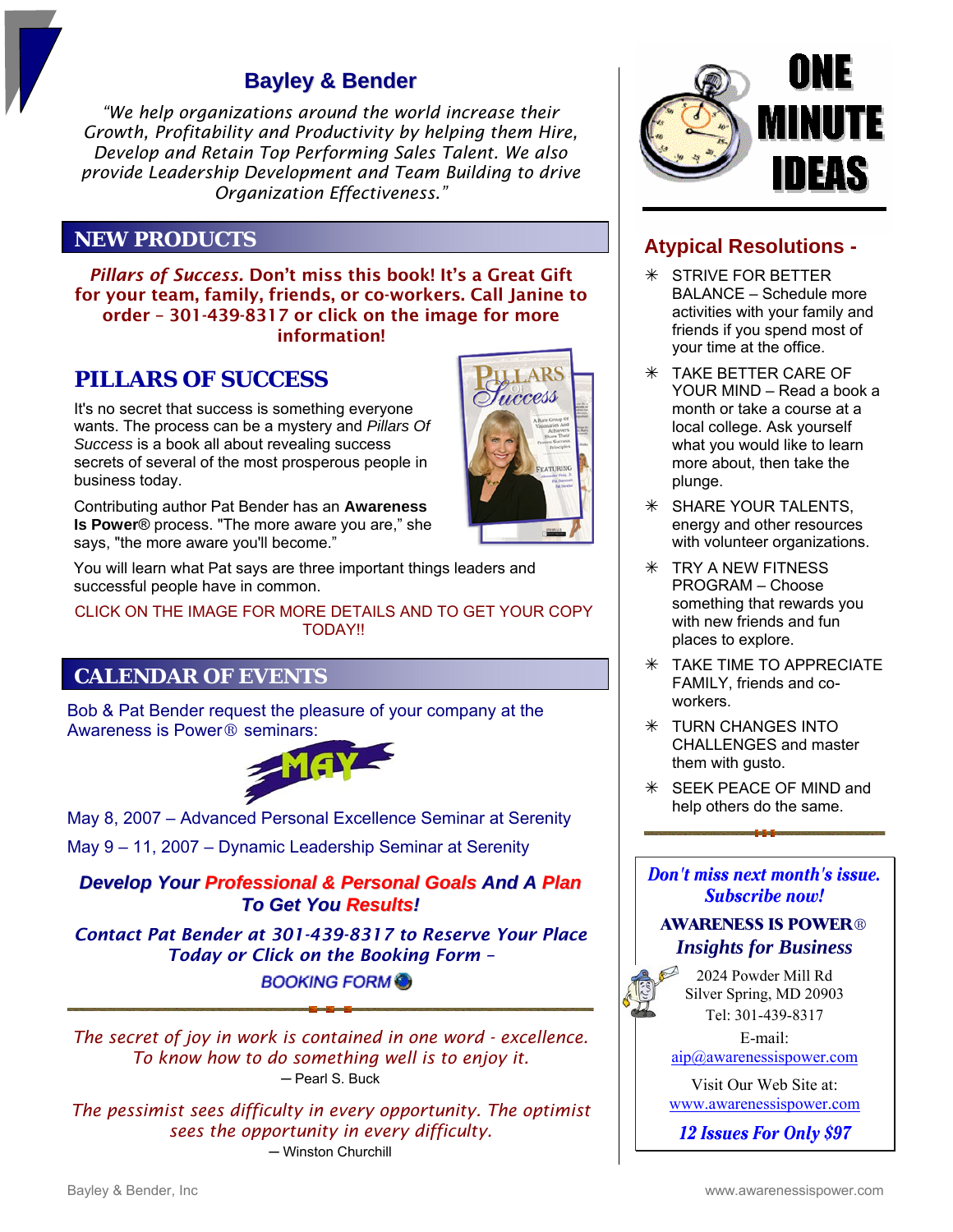## Bayley & Bender

*"We help organizations around the world increase their Growth, Profitability and Productivity by helping them Hire, Develop and Retain Top Performing Sales Talent. We also provide Leadership Development and Team Building to drive Organization Effectiveness."*

## NEW PRODUCTS

***Pillars of Success.* Don't miss this book! It's a Great Gift for your team, family, friends, or co-workers. Call Janine to order – 301-439-8317 or click on the image for more information!**

### PILLARS OF SUCCESS

It's no secret that success is something everyone wants. The process can be a mystery and *Pillars Of Success* is a book all about revealing success secrets of several of the most prosperous people in business today.

Contributing author Pat Bender has an **Awareness Is Power**® process. "The more aware you are," she says, "the more aware you'll become."

You will learn what Pat says are three important things leaders and successful people have in common.

CLICK ON THE IMAGE FOR MORE DETAILS AND TO GET YOUR COPY TODAY!!

## CALENDAR OF EVENTS

Bob & Pat Bender request the pleasure of your company at the Awareness is Power® seminars:

MAY

May 8, 2007 – Advanced Personal Excellence Seminar at Serenity

May 9 – 11, 2007 – Dynamic Leadership Seminar at Serenity

***Develop Your Professional & Personal Goals And A Plan To Get You Results!***

***Contact Pat Bender at 301-439-8317 to Reserve Your Place Today or Click on the Booking Form –***

*BOOKING FORM*

*The secret of joy in work is contained in one word - excellence. To know how to do something well is to enjoy it.*

― Pearl S. Buck

*The pessimist sees difficulty in every opportunity. The optimist sees the opportunity in every difficulty.*

― Winston Churchill

# ONE MINUTE IDEAS

## Atypical Resolutions -

- STRIVE FOR BETTER BALANCE – Schedule more activities with your family and friends if you spend most of your time at the office.
- TAKE BETTER CARE OF YOUR MIND – Read a book a month or take a course at a local college. Ask yourself what you would like to learn more about, then take the plunge.
- SHARE YOUR TALENTS, energy and other resources with volunteer organizations.
- TRY A NEW FITNESS PROGRAM – Choose something that rewards you with new friends and fun places to explore.
- TAKE TIME TO APPRECIATE FAMILY, friends and co-workers.
- TURN CHANGES INTO CHALLENGES and master them with gusto.
- SEEK PEACE OF MIND and help others do the same.

***Don't miss next month's issue. Subscribe now!***

**AWARENESS IS POWER®**

***Insights for Business***

2024 Powder Mill Rd
Silver Spring, MD 20903
Tel: 301-439-8317

E-mail:
aip@awarenessispower.com

Visit Our Web Site at:
www.awarenessispower.com

***12 Issues For Only $97***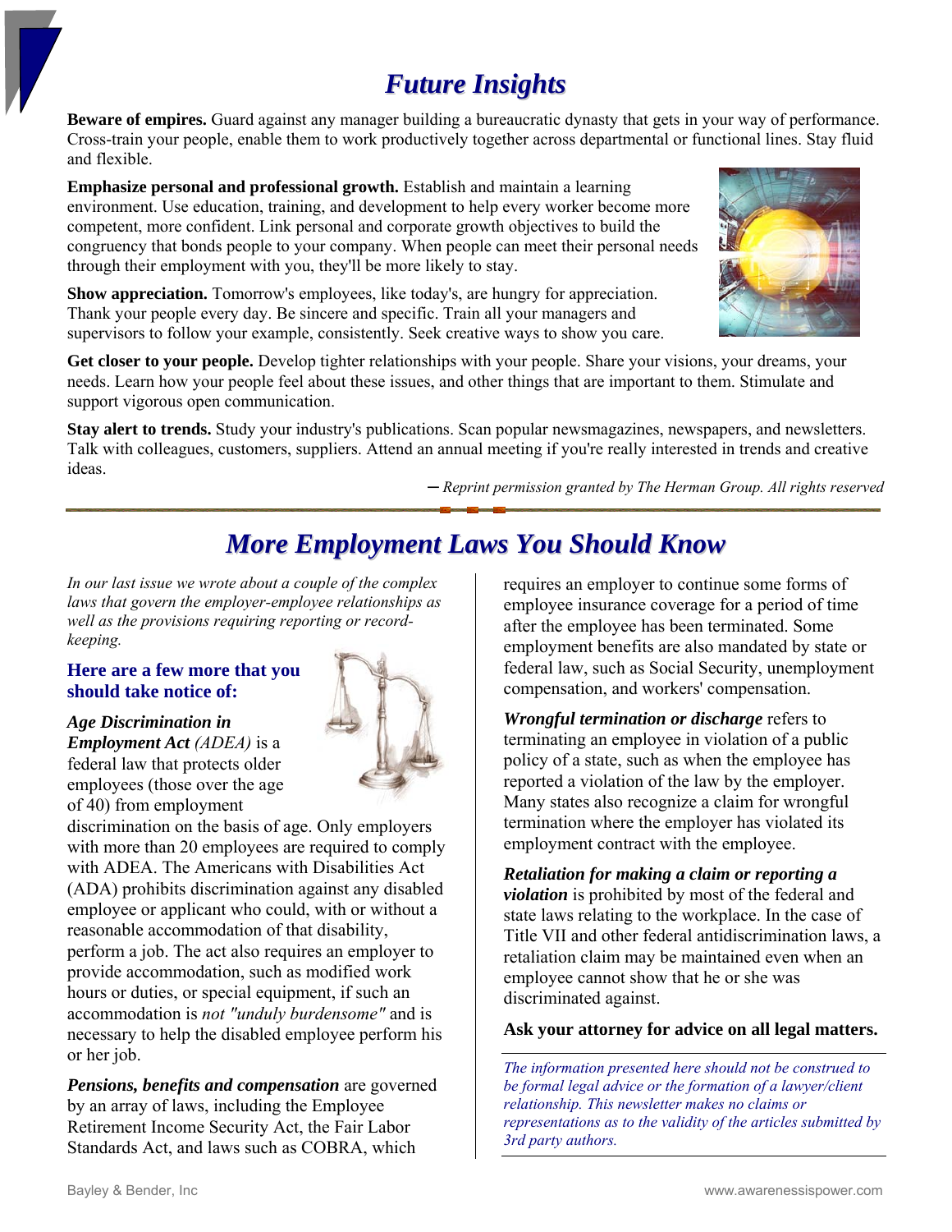# Future Insights

**Beware of empires.** Guard against any manager building a bureaucratic dynasty that gets in your way of performance. Cross-train your people, enable them to work productively together across departmental or functional lines. Stay fluid and flexible.

**Emphasize personal and professional growth.** Establish and maintain a learning environment. Use education, training, and development to help every worker become more competent, more confident. Link personal and corporate growth objectives to build the congruency that bonds people to your company. When people can meet their personal needs through their employment with you, they'll be more likely to stay.

**Show appreciation.** Tomorrow's employees, like today's, are hungry for appreciation. Thank your people every day. Be sincere and specific. Train all your managers and supervisors to follow your example, consistently. Seek creative ways to show you care.

**Get closer to your people.** Develop tighter relationships with your people. Share your visions, your dreams, your needs. Learn how your people feel about these issues, and other things that are important to them. Stimulate and support vigorous open communication.

**Stay alert to trends.** Study your industry's publications. Scan popular newsmagazines, newspapers, and newsletters. Talk with colleagues, customers, suppliers. Attend an annual meeting if you're really interested in trends and creative ideas.

— *Reprint permission granted by The Herman Group. All rights reserved*

# More Employment Laws You Should Know

*In our last issue we wrote about a couple of the complex laws that govern the employer-employee relationships as well as the provisions requiring reporting or record-keeping.*

### Here are a few more that you should take notice of:

***Age Discrimination in Employment Act*** *(ADEA)* is a federal law that protects older employees (those over the age of 40) from employment discrimination on the basis of age. Only employers with more than 20 employees are required to comply with ADEA. The Americans with Disabilities Act (ADA) prohibits discrimination against any disabled employee or applicant who could, with or without a reasonable accommodation of that disability, perform a job. The act also requires an employer to provide accommodation, such as modified work hours or duties, or special equipment, if such an accommodation is *not "unduly burdensome"* and is necessary to help the disabled employee perform his or her job.

***Pensions, benefits and compensation*** are governed by an array of laws, including the Employee Retirement Income Security Act, the Fair Labor Standards Act, and laws such as COBRA, which requires an employer to continue some forms of employee insurance coverage for a period of time after the employee has been terminated. Some employment benefits are also mandated by state or federal law, such as Social Security, unemployment compensation, and workers' compensation.

***Wrongful termination or discharge*** refers to terminating an employee in violation of a public policy of a state, such as when the employee has reported a violation of the law by the employer. Many states also recognize a claim for wrongful termination where the employer has violated its employment contract with the employee.

***Retaliation for making a claim or reporting a violation*** is prohibited by most of the federal and state laws relating to the workplace. In the case of Title VII and other federal antidiscrimination laws, a retaliation claim may be maintained even when an employee cannot show that he or she was discriminated against.

**Ask your attorney for advice on all legal matters.**

*The information presented here should not be construed to be formal legal advice or the formation of a lawyer/client relationship. This newsletter makes no claims or representations as to the validity of the articles submitted by 3rd party authors.*